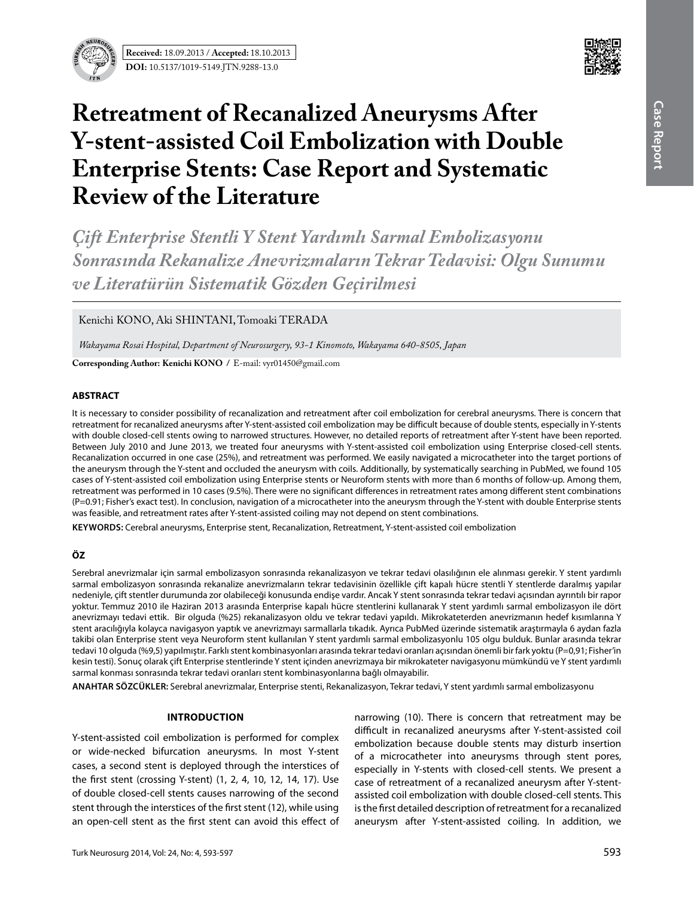**Received:** 18.09.2013 / **Accepted:** 18.10.2013

**DOI:** 10.5137/1019-5149.JTN.9288-13.0

# Retreatment of Recanalized Aneurysms After Y-stent-assisted Coil Embolization with Double Enterprise Stents: Case Report and Systematic Review of the Literature

## *Çift Enterprise Stentli Y Stent Yardımlı Sarmal Embolizasyonu Sonrasında Rekanalize Anevrizmaların Tekrar Tedavisi: Olgu Sunumu ve Literatürün Sistematik Gözden Geçirilmesi*

Kenichi KONO, Aki SHINTANI, Tomoaki TERADA

*Wakayama Rosai Hospital, Department of Neurosurgery, 93-1 Kinomoto, Wakayama 640-8505, Japan*

**Corresponding Author: Kenichi KONO** / E-mail: vyr01450@gmail.com

### ABSTRACT

It is necessary to consider possibility of recanalization and retreatment after coil embolization for cerebral aneurysms. There is concern that retreatment for recanalized aneurysms after Y-stent-assisted coil embolization may be difficult because of double stents, especially in Y-stents with double closed-cell stents owing to narrowed structures. However, no detailed reports of retreatment after Y-stent have been reported. Between July 2010 and June 2013, we treated four aneurysms with Y-stent-assisted coil embolization using Enterprise closed-cell stents. Recanalization occurred in one case (25%), and retreatment was performed. We easily navigated a microcatheter into the target portions of the aneurysm through the Y-stent and occluded the aneurysm with coils. Additionally, by systematically searching in PubMed, we found 105 cases of Y-stent-assisted coil embolization using Enterprise stents or Neuroform stents with more than 6 months of follow-up. Among them, retreatment was performed in 10 cases (9.5%). There were no significant differences in retreatment rates among different stent combinations (P=0.91; Fisher's exact test). In conclusion, navigation of a microcatheter into the aneurysm through the Y-stent with double Enterprise stents was feasible, and retreatment rates after Y-stent-assisted coiling may not depend on stent combinations.

**KEYWORDS:** Cerebral aneurysms, Enterprise stent, Recanalization, Retreatment, Y-stent-assisted coil embolization

### ÖZ

Serebral anevrizmalar için sarmal embolizasyon sonrasında rekanalizasyon ve tekrar tedavi olasılığının ele alınması gerekir. Y stent yardımlı sarmal embolizasyon sonrasında rekanalize anevrizmaların tekrar tedavisinin özellikle çift kapalı hücre stentli Y stentlerde daralmış yapılar nedeniyle, çift stentler durumunda zor olabileceği konusunda endişe vardır. Ancak Y stent sonrasında tekrar tedavi açısından ayrıntılı bir rapor yoktur. Temmuz 2010 ile Haziran 2013 arasında Enterprise kapalı hücre stentlerini kullanarak Y stent yardımlı sarmal embolizasyon ile dört anevrizmayı tedavi ettik. Bir olguda (%25) rekanalizasyon oldu ve tekrar tedavi yapıldı. Mikrokateterden anevrizmanın hedef kısımlarına Y stent aracılığıyla kolayca navigasyon yaptık ve anevrizmayı sarmallarla tıkadık. Ayrıca PubMed üzerinde sistematik araştırmayla 6 aydan fazla takibi olan Enterprise stent veya Neuroform stent kullanılan Y stent yardımlı sarmal embolizasyonlu 105 olgu bulduk. Bunlar arasında tekrar tedavi 10 olguda (%9,5) yapılmıştır. Farklı stent kombinasyonları arasında tekrar tedavi oranları açısından önemli bir fark yoktu (P=0,91; Fisher'in kesin testi). Sonuç olarak çift Enterprise stentlerinde Y stent içinden anevrizmaya bir mikrokateter navigasyonu mümkündü ve Y stent yardımlı sarmal konması sonrasında tekrar tedavi oranları stent kombinasyonlarına bağlı olmayabilir.

**ANAHTAR SÖZCÜKLER:** Serebral anevrizmalar, Enterprise stenti, Rekanalizasyon, Tekrar tedavi, Y stent yardımlı sarmal embolizasyonu

### INTRODUCTION

Y-stent-assisted coil embolization is performed for complex or wide-necked bifurcation aneurysms. In most Y-stent cases, a second stent is deployed through the interstices of the first stent (crossing Y-stent) (1, 2, 4, 10, 12, 14, 17). Use of double closed-cell stents causes narrowing of the second stent through the interstices of the first stent (12), while using an open-cell stent as the first stent can avoid this effect of narrowing (10). There is concern that retreatment may be difficult in recanalized aneurysms after Y-stent-assisted coil embolization because double stents may disturb insertion of a microcatheter into aneurysms through stent pores, especially in Y-stents with closed-cell stents. We present a case of retreatment of a recanalized aneurysm after Y-stent-assisted coil embolization with double closed-cell stents. This is the first detailed description of retreatment for a recanalized aneurysm after Y-stent-assisted coiling. In addition, we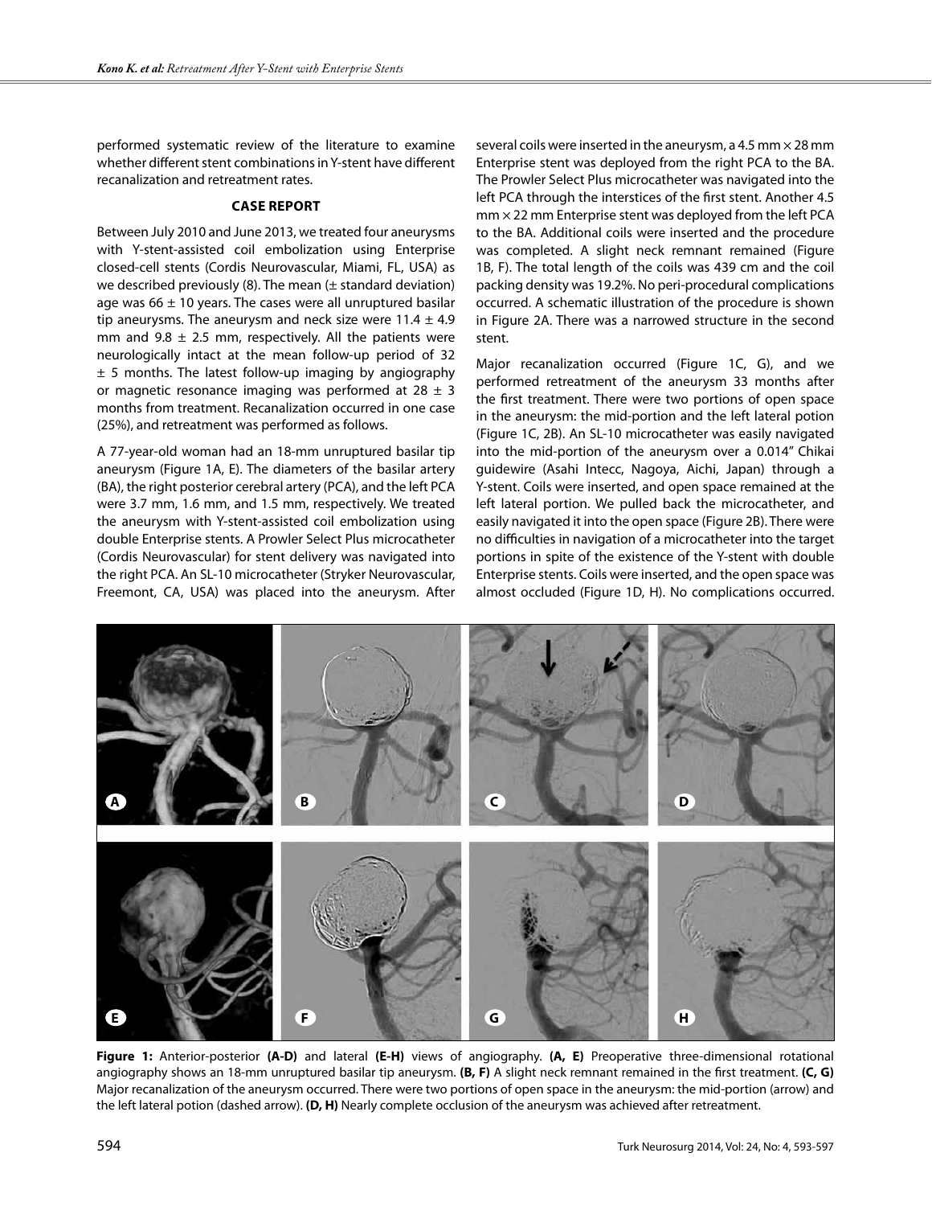performed systematic review of the literature to examine whether different stent combinations in Y-stent have different recanalization and retreatment rates.

## CASE REPORT

Between July 2010 and June 2013, we treated four aneurysms with Y-stent-assisted coil embolization using Enterprise closed-cell stents (Cordis Neurovascular, Miami, FL, USA) as we described previously (8). The mean (± standard deviation) age was 66 ± 10 years. The cases were all unruptured basilar tip aneurysms. The aneurysm and neck size were 11.4 ± 4.9 mm and 9.8 ± 2.5 mm, respectively. All the patients were neurologically intact at the mean follow-up period of 32 ± 5 months. The latest follow-up imaging by angiography or magnetic resonance imaging was performed at 28 ± 3 months from treatment. Recanalization occurred in one case (25%), and retreatment was performed as follows.

A 77-year-old woman had an 18-mm unruptured basilar tip aneurysm (Figure 1A, E). The diameters of the basilar artery (BA), the right posterior cerebral artery (PCA), and the left PCA were 3.7 mm, 1.6 mm, and 1.5 mm, respectively. We treated the aneurysm with Y-stent-assisted coil embolization using double Enterprise stents. A Prowler Select Plus microcatheter (Cordis Neurovascular) for stent delivery was navigated into the right PCA. An SL-10 microcatheter (Stryker Neurovascular, Freemont, CA, USA) was placed into the aneurysm. After several coils were inserted in the aneurysm, a 4.5 mm × 28 mm Enterprise stent was deployed from the right PCA to the BA. The Prowler Select Plus microcatheter was navigated into the left PCA through the interstices of the first stent. Another 4.5 mm × 22 mm Enterprise stent was deployed from the left PCA to the BA. Additional coils were inserted and the procedure was completed. A slight neck remnant remained (Figure 1B, F). The total length of the coils was 439 cm and the coil packing density was 19.2%. No peri-procedural complications occurred. A schematic illustration of the procedure is shown in Figure 2A. There was a narrowed structure in the second stent.

Major recanalization occurred (Figure 1C, G), and we performed retreatment of the aneurysm 33 months after the first treatment. There were two portions of open space in the aneurysm: the mid-portion and the left lateral potion (Figure 1C, 2B). An SL-10 microcatheter was easily navigated into the mid-portion of the aneurysm over a 0.014" Chikai guidewire (Asahi Intecc, Nagoya, Aichi, Japan) through a Y-stent. Coils were inserted, and open space remained at the left lateral portion. We pulled back the microcatheter, and easily navigated it into the open space (Figure 2B). There were no difficulties in navigation of a microcatheter into the target portions in spite of the existence of the Y-stent with double Enterprise stents. Coils were inserted, and the open space was almost occluded (Figure 1D, H). No complications occurred.

**Figure 1:** Anterior-posterior **(A-D)** and lateral **(E-H)** views of angiography. **(A, E)** Preoperative three-dimensional rotational angiography shows an 18-mm unruptured basilar tip aneurysm. **(B, F)** A slight neck remnant remained in the first treatment. **(C, G)** Major recanalization of the aneurysm occurred. There were two portions of open space in the aneurysm: the mid-portion (arrow) and the left lateral potion (dashed arrow). **(D, H)** Nearly complete occlusion of the aneurysm was achieved after retreatment.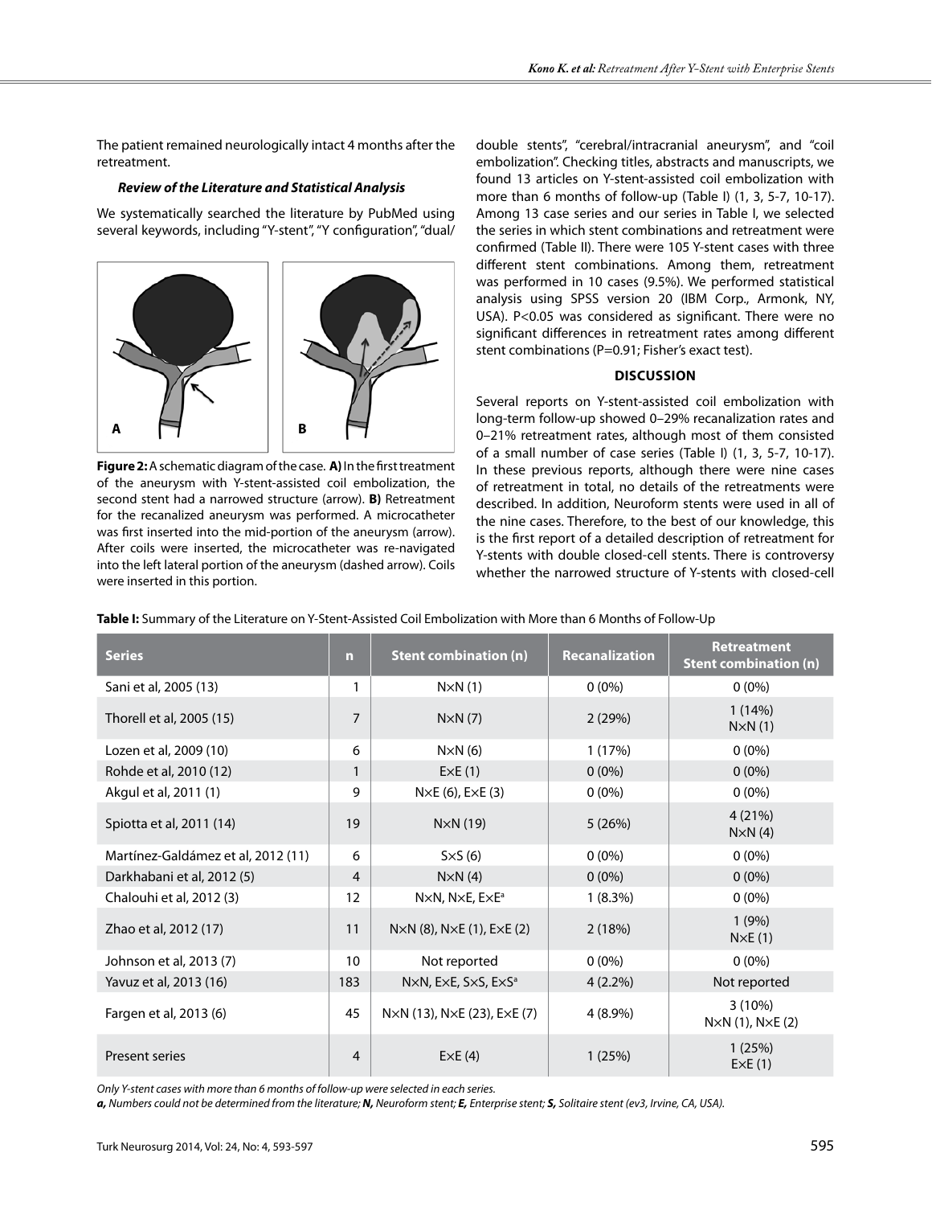The patient remained neurologically intact 4 months after the retreatment.

### *Review of the Literature and Statistical Analysis*

We systematically searched the literature by PubMed using several keywords, including "Y-stent", "Y configuration", "dual/double stents", "cerebral/intracranial aneurysm", and "coil embolization". Checking titles, abstracts and manuscripts, we found 13 articles on Y-stent-assisted coil embolization with more than 6 months of follow-up (Table I) (1, 3, 5-7, 10-17). Among 13 case series and our series in Table I, we selected the series in which stent combinations and retreatment were confirmed (Table II). There were 105 Y-stent cases with three different stent combinations. Among them, retreatment was performed in 10 cases (9.5%). We performed statistical analysis using SPSS version 20 (IBM Corp., Armonk, NY, USA). $P<0.05$ was considered as significant. There were no significant differences in retreatment rates among different stent combinations ($P=0.91$; Fisher's exact test).

**Figure 2:** A schematic diagram of the case. **A)** In the first treatment of the aneurysm with Y-stent-assisted coil embolization, the second stent had a narrowed structure (arrow). **B)** Retreatment for the recanalized aneurysm was performed. A microcatheter was first inserted into the mid-portion of the aneurysm (arrow). After coils were inserted, the microcatheter was re-navigated into the left lateral portion of the aneurysm (dashed arrow). Coils were inserted in this portion.

## DISCUSSION

Several reports on Y-stent-assisted coil embolization with long-term follow-up showed 0–29% recanalization rates and 0–21% retreatment rates, although most of them consisted of a small number of case series (Table I) (1, 3, 5-7, 10-17). In these previous reports, although there were nine cases of retreatment in total, no details of the retreatments were described. In addition, Neuroform stents were used in all of the nine cases. Therefore, to the best of our knowledge, this is the first report of a detailed description of retreatment for Y-stents with double closed-cell stents. There is controversy whether the narrowed structure of Y-stents with closed-cell

**Table I:** Summary of the Literature on Y-Stent-Assisted Coil Embolization with More than 6 Months of Follow-Up

| Series | n | Stent combination (n) | Recanalization | Retreatment Stent combination (n) |
|---|---|---|---|---|
| Sani et al, 2005 (13) | 1 | N×N (1) | 0 (0%) | 0 (0%) |
| Thorell et al, 2005 (15) | 7 | N×N (7) | 2 (29%) | 1 (14%) N×N (1) |
| Lozen et al, 2009 (10) | 6 | N×N (6) | 1 (17%) | 0 (0%) |
| Rohde et al, 2010 (12) | 1 | E×E (1) | 0 (0%) | 0 (0%) |
| Akgul et al, 2011 (1) | 9 | N×E (6), E×E (3) | 0 (0%) | 0 (0%) |
| Spiotta et al, 2011 (14) | 19 | N×N (19) | 5 (26%) | 4 (21%) N×N (4) |
| Martínez-Galdámez et al, 2012 (11) | 6 | S×S (6) | 0 (0%) | 0 (0%) |
| Darkhabani et al, 2012 (5) | 4 | N×N (4) | 0 (0%) | 0 (0%) |
| Chalouhi et al, 2012 (3) | 12 | N×N, N×E, E×E[a] | 1 (8.3%) | 0 (0%) |
| Zhao et al, 2012 (17) | 11 | N×N (8), N×E (1), E×E (2) | 2 (18%) | 1 (9%) N×E (1) |
| Johnson et al, 2013 (7) | 10 | Not reported | 0 (0%) | 0 (0%) |
| Yavuz et al, 2013 (16) | 183 | N×N, E×E, S×S, E×S[a] | 4 (2.2%) | Not reported |
| Fargen et al, 2013 (6) | 45 | N×N (13), N×E (23), E×E (7) | 4 (8.9%) | 3 (10%) N×N (1), N×E (2) |
| Present series | 4 | E×E (4) | 1 (25%) | 1 (25%) E×E (1) |

*Only Y-stent cases with more than 6 months of follow-up were selected in each series.*

***a,** Numbers could not be determined from the literature; **N,** Neuroform stent; **E,** Enterprise stent; **S,** Solitaire stent (ev3, Irvine, CA, USA).*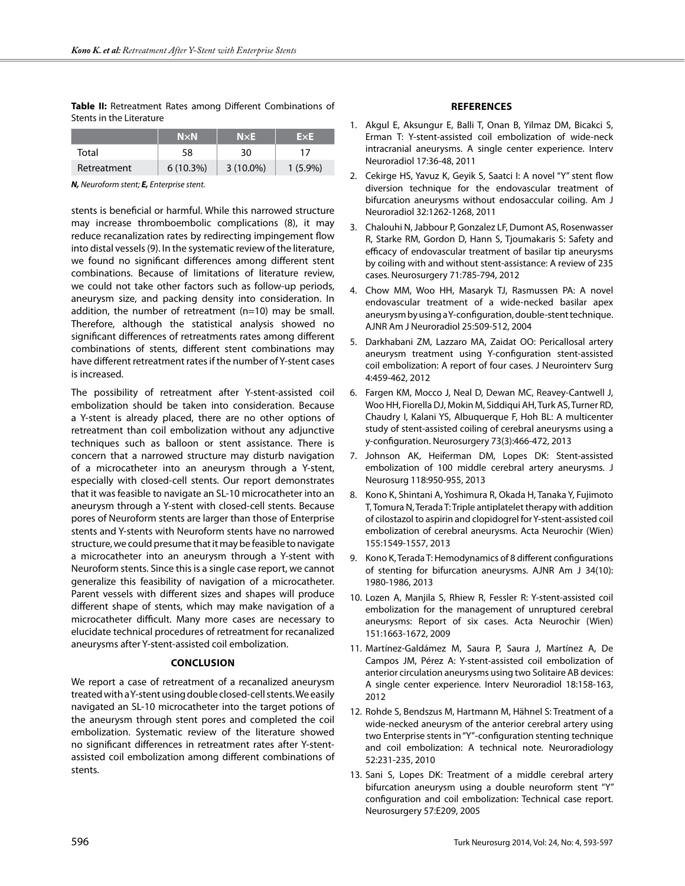**Table II:** Retreatment Rates among Different Combinations of Stents in the Literature

| | N×N | N×E | E×E |
|---|---|---|---|
| Total | 58 | 30 | 17 |
| Retreatment | 6 (10.3%) | 3 (10.0%) | 1 (5.9%) |

***N,** Neuroform stent; **E,** Enterprise stent.*

stents is beneficial or harmful. While this narrowed structure may increase thromboembolic complications (8), it may reduce recanalization rates by redirecting impingement flow into distal vessels (9). In the systematic review of the literature, we found no significant differences among different stent combinations. Because of limitations of literature review, we could not take other factors such as follow-up periods, aneurysm size, and packing density into consideration. In addition, the number of retreatment (n=10) may be small. Therefore, although the statistical analysis showed no significant differences of retreatments rates among different combinations of stents, different stent combinations may have different retreatment rates if the number of Y-stent cases is increased.

The possibility of retreatment after Y-stent-assisted coil embolization should be taken into consideration. Because a Y-stent is already placed, there are no other options of retreatment than coil embolization without any adjunctive techniques such as balloon or stent assistance. There is concern that a narrowed structure may disturb navigation of a microcatheter into an aneurysm through a Y-stent, especially with closed-cell stents. Our report demonstrates that it was feasible to navigate an SL-10 microcatheter into an aneurysm through a Y-stent with closed-cell stents. Because pores of Neuroform stents are larger than those of Enterprise stents and Y-stents with Neuroform stents have no narrowed structure, we could presume that it may be feasible to navigate a microcatheter into an aneurysm through a Y-stent with Neuroform stents. Since this is a single case report, we cannot generalize this feasibility of navigation of a microcatheter. Parent vessels with different sizes and shapes will produce different shape of stents, which may make navigation of a microcatheter difficult. Many more cases are necessary to elucidate technical procedures of retreatment for recanalized aneurysms after Y-stent-assisted coil embolization.

## CONCLUSION

We report a case of retreatment of a recanalized aneurysm treated with a Y-stent using double closed-cell stents. We easily navigated an SL-10 microcatheter into the target potions of the aneurysm through stent pores and completed the coil embolization. Systematic review of the literature showed no significant differences in retreatment rates after Y-stent-assisted coil embolization among different combinations of stents.

## REFERENCES

1. Akgul E, Aksungur E, Balli T, Onan B, Yilmaz DM, Bicakci S, Erman T: Y-stent-assisted coil embolization of wide-neck intracranial aneurysms. A single center experience. Interv Neuroradiol 17:36-48, 2011
2. Cekirge HS, Yavuz K, Geyik S, Saatci I: A novel "Y" stent flow diversion technique for the endovascular treatment of bifurcation aneurysms without endosaccular coiling. Am J Neuroradiol 32:1262-1268, 2011
3. Chalouhi N, Jabbour P, Gonzalez LF, Dumont AS, Rosenwasser R, Starke RM, Gordon D, Hann S, Tjoumakaris S: Safety and efficacy of endovascular treatment of basilar tip aneurysms by coiling with and without stent-assistance: A review of 235 cases. Neurosurgery 71:785-794, 2012
4. Chow MM, Woo HH, Masaryk TJ, Rasmussen PA: A novel endovascular treatment of a wide-necked basilar apex aneurysm by using a Y-configuration, double-stent technique. AJNR Am J Neuroradiol 25:509-512, 2004
5. Darkhabani ZM, Lazzaro MA, Zaidat OO: Pericallosal artery aneurysm treatment using Y-configuration stent-assisted coil embolization: A report of four cases. J Neurointerv Surg 4:459-462, 2012
6. Fargen KM, Mocco J, Neal D, Dewan MC, Reavey-Cantwell J, Woo HH, Fiorella DJ, Mokin M, Siddiqui AH, Turk AS, Turner RD, Chaudry I, Kalani YS, Albuquerque F, Hoh BL: A multicenter study of stent-assisted coiling of cerebral aneurysms using a y-configuration. Neurosurgery 73(3):466-472, 2013
7. Johnson AK, Heiferman DM, Lopes DK: Stent-assisted embolization of 100 middle cerebral artery aneurysms. J Neurosurg 118:950-955, 2013
8. Kono K, Shintani A, Yoshimura R, Okada H, Tanaka Y, Fujimoto T, Tomura N, Terada T: Triple antiplatelet therapy with addition of cilostazol to aspirin and clopidogrel for Y-stent-assisted coil embolization of cerebral aneurysms. Acta Neurochir (Wien) 155:1549-1557, 2013
9. Kono K, Terada T: Hemodynamics of 8 different configurations of stenting for bifurcation aneurysms. AJNR Am J 34(10): 1980-1986, 2013
10. Lozen A, Manjila S, Rhiew R, Fessler R: Y-stent-assisted coil embolization for the management of unruptured cerebral aneurysms: Report of six cases. Acta Neurochir (Wien) 151:1663-1672, 2009
11. Martínez-Galdámez M, Saura P, Saura J, Martínez A, De Campos JM, Pérez A: Y-stent-assisted coil embolization of anterior circulation aneurysms using two Solitaire AB devices: A single center experience. Interv Neuroradiol 18:158-163, 2012
12. Rohde S, Bendszus M, Hartmann M, Hähnel S: Treatment of a wide-necked aneurysm of the anterior cerebral artery using two Enterprise stents in "Y"-configuration stenting technique and coil embolization: A technical note. Neuroradiology 52:231-235, 2010
13. Sani S, Lopes DK: Treatment of a middle cerebral artery bifurcation aneurysm using a double neuroform stent "Y" configuration and coil embolization: Technical case report. Neurosurgery 57:E209, 2005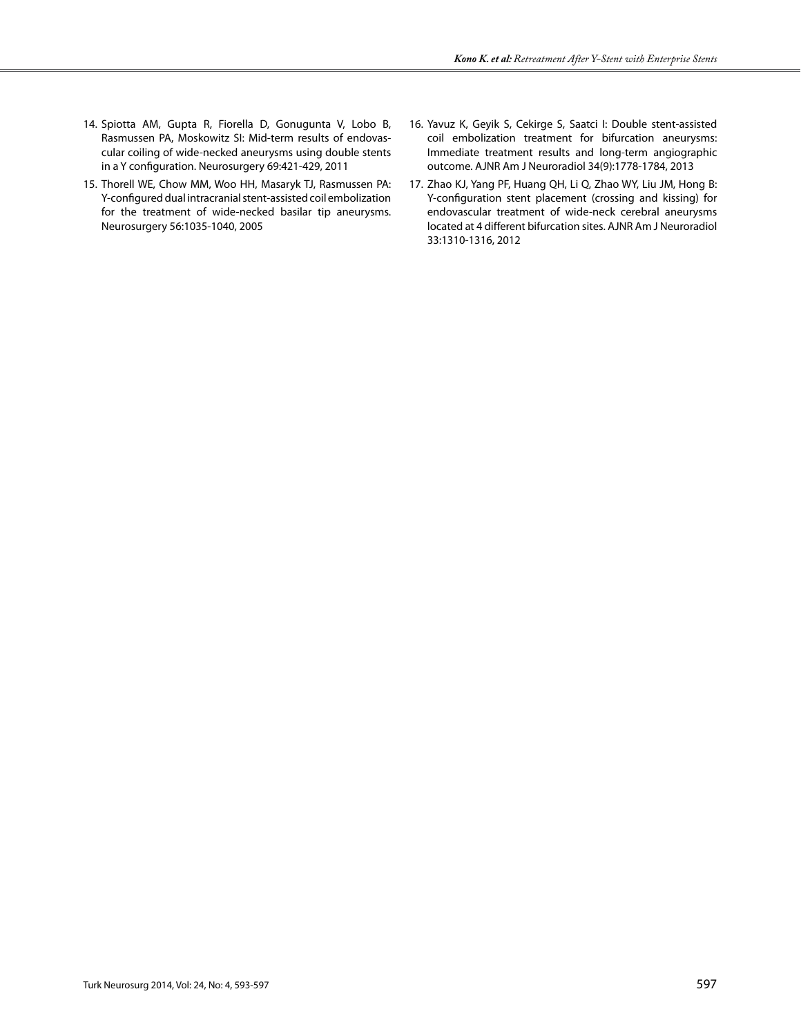14. Spiotta AM, Gupta R, Fiorella D, Gonugunta V, Lobo B, Rasmussen PA, Moskowitz SI: Mid-term results of endovascular coiling of wide-necked aneurysms using double stents in a Y configuration. Neurosurgery 69:421-429, 2011
15. Thorell WE, Chow MM, Woo HH, Masaryk TJ, Rasmussen PA: Y-configured dual intracranial stent-assisted coil embolization for the treatment of wide-necked basilar tip aneurysms. Neurosurgery 56:1035-1040, 2005
16. Yavuz K, Geyik S, Cekirge S, Saatci I: Double stent-assisted coil embolization treatment for bifurcation aneurysms: Immediate treatment results and long-term angiographic outcome. AJNR Am J Neuroradiol 34(9):1778-1784, 2013
17. Zhao KJ, Yang PF, Huang QH, Li Q, Zhao WY, Liu JM, Hong B: Y-configuration stent placement (crossing and kissing) for endovascular treatment of wide-neck cerebral aneurysms located at 4 different bifurcation sites. AJNR Am J Neuroradiol 33:1310-1316, 2012